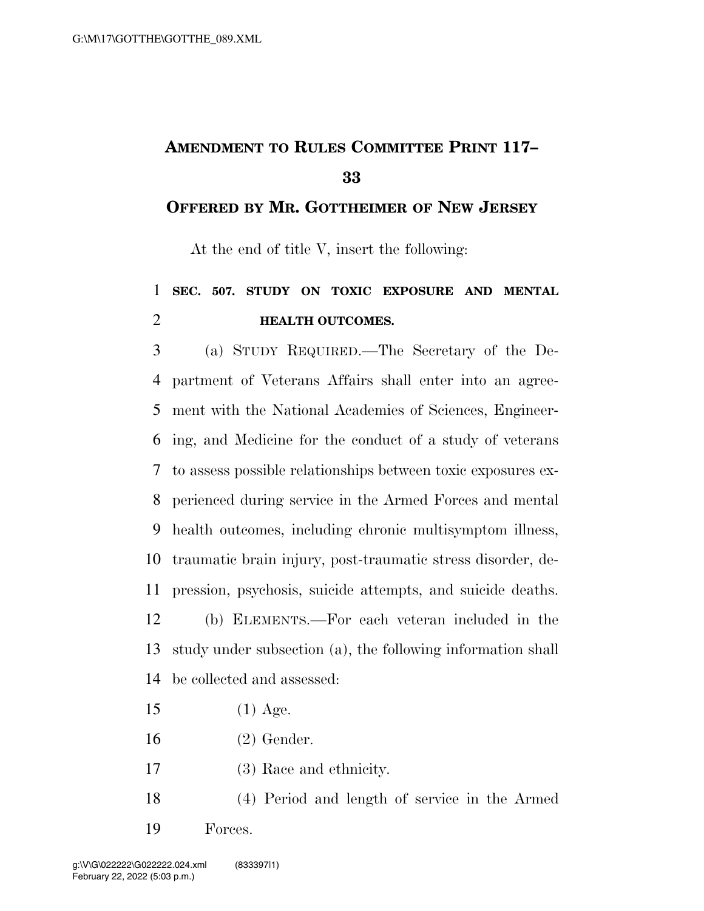# AMENDMENT TO RULES COMMITTEE PRINT 117–33

## OFFERED BY MR. GOTTHEIMER OF NEW JERSEY

At the end of title V, insert the following:

**SEC. 507. STUDY ON TOXIC EXPOSURE AND MENTAL HEALTH OUTCOMES.**

(a) STUDY REQUIRED.—The Secretary of the Department of Veterans Affairs shall enter into an agreement with the National Academies of Sciences, Engineering, and Medicine for the conduct of a study of veterans to assess possible relationships between toxic exposures experienced during service in the Armed Forces and mental health outcomes, including chronic multisymptom illness, traumatic brain injury, post-traumatic stress disorder, depression, psychosis, suicide attempts, and suicide deaths.

(b) ELEMENTS.—For each veteran included in the study under subsection (a), the following information shall be collected and assessed:

(1) Age.

(2) Gender.

(3) Race and ethnicity.

(4) Period and length of service in the Armed Forces.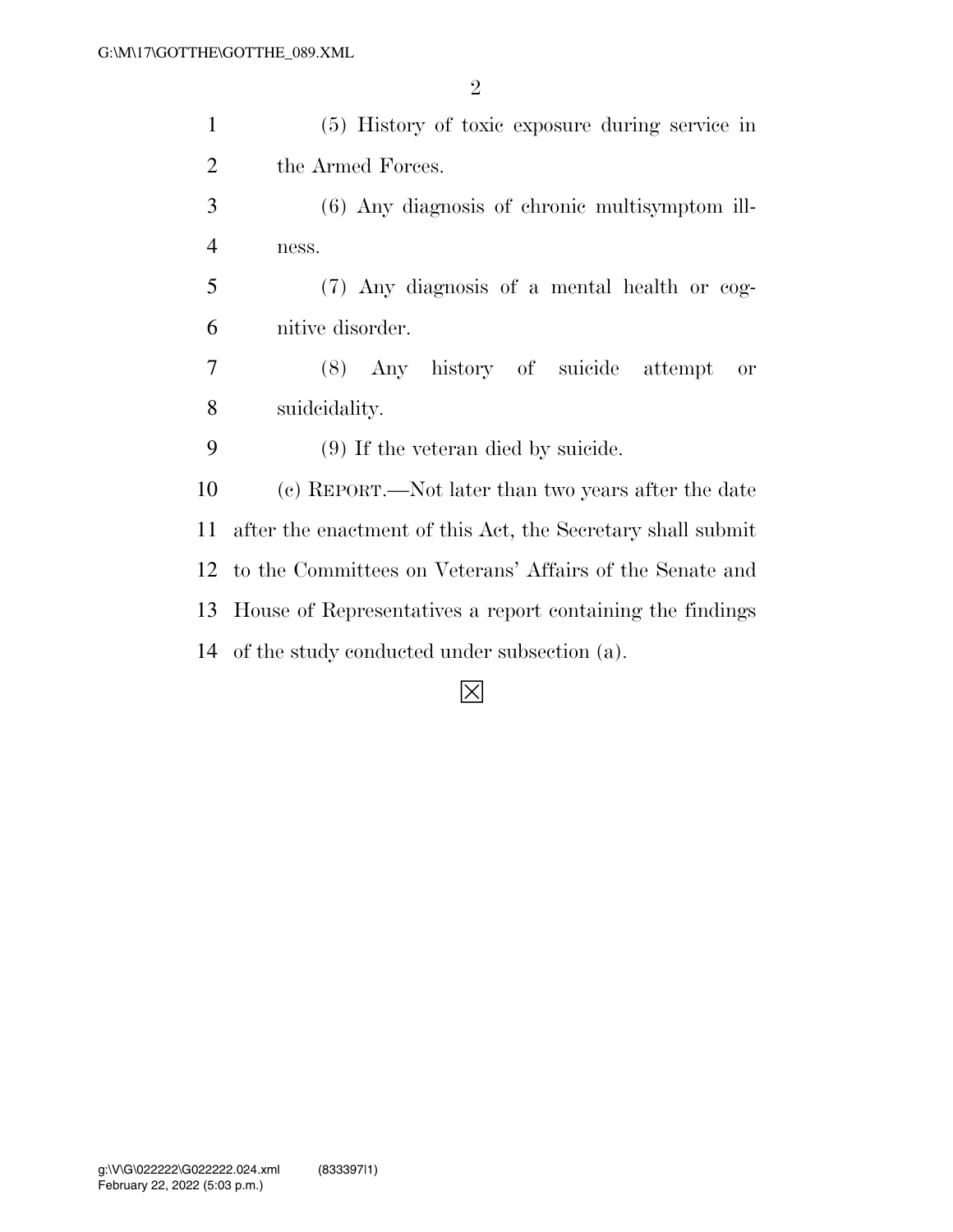(5) History of toxic exposure during service in the Armed Forces.

(6) Any diagnosis of chronic multisymptom illness.

(7) Any diagnosis of a mental health or cognitive disorder.

(8) Any history of suicide attempt or suidcidality.

(9) If the veteran died by suicide.

(c) REPORT.—Not later than two years after the date after the enactment of this Act, the Secretary shall submit to the Committees on Veterans' Affairs of the Senate and House of Representatives a report containing the findings of the study conducted under subsection (a).